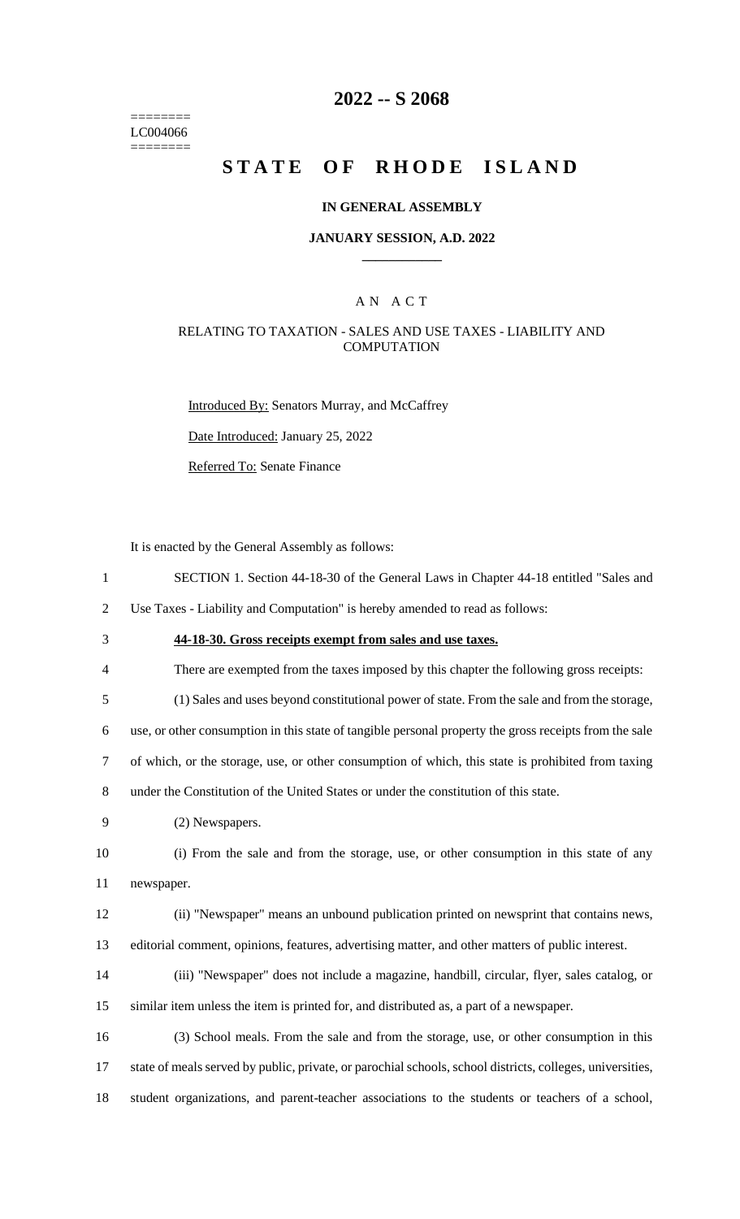========
LC004066
========

# 2022 -- S 2068

# STATE OF RHODE ISLAND

## IN GENERAL ASSEMBLY

### JANUARY SESSION, A.D. 2022

---

### A N A C T

### RELATING TO TAXATION - SALES AND USE TAXES - LIABILITY AND COMPUTATION

Introduced By: Senators Murray, and McCaffrey

Date Introduced: January 25, 2022

Referred To: Senate Finance

It is enacted by the General Assembly as follows:

1 SECTION 1. Section 44-18-30 of the General Laws in Chapter 44-18 entitled "Sales and
2 Use Taxes - Liability and Computation" is hereby amended to read as follows:

3 **44-18-30. Gross receipts exempt from sales and use taxes.**

4 There are exempted from the taxes imposed by this chapter the following gross receipts:

5 (1) Sales and uses beyond constitutional power of state. From the sale and from the storage,
6 use, or other consumption in this state of tangible personal property the gross receipts from the sale
7 of which, or the storage, use, or other consumption of which, this state is prohibited from taxing
8 under the Constitution of the United States or under the constitution of this state.

9 (2) Newspapers.

10 (i) From the sale and from the storage, use, or other consumption in this state of any
11 newspaper.

12 (ii) "Newspaper" means an unbound publication printed on newsprint that contains news,
13 editorial comment, opinions, features, advertising matter, and other matters of public interest.

14 (iii) "Newspaper" does not include a magazine, handbill, circular, flyer, sales catalog, or
15 similar item unless the item is printed for, and distributed as, a part of a newspaper.

16 (3) School meals. From the sale and from the storage, use, or other consumption in this
17 state of meals served by public, private, or parochial schools, school districts, colleges, universities,
18 student organizations, and parent-teacher associations to the students or teachers of a school,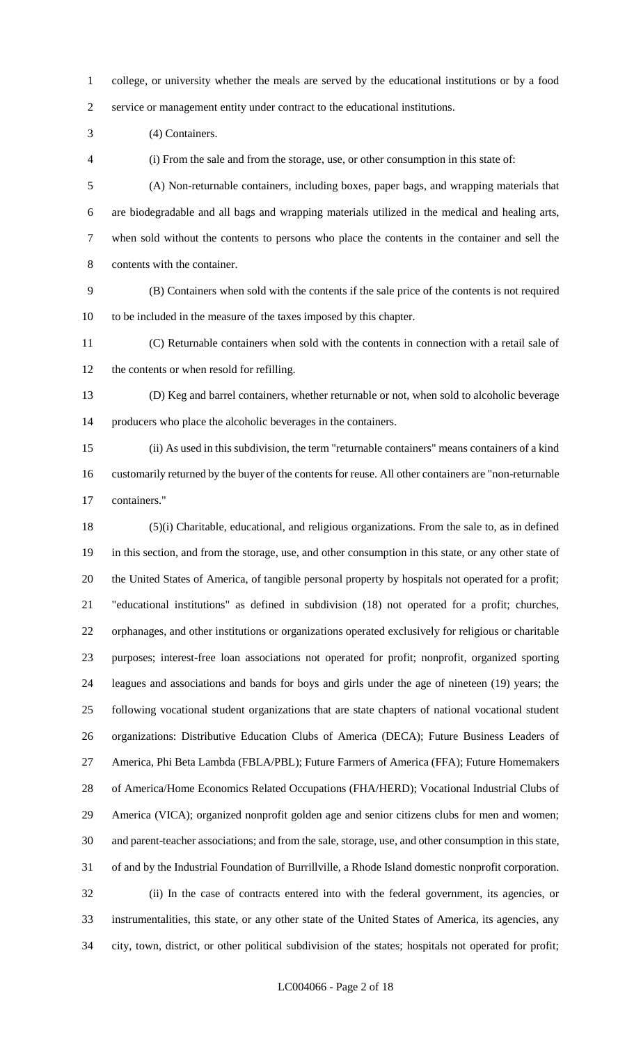college, or university whether the meals are served by the educational institutions or by a food service or management entity under contract to the educational institutions.

(4) Containers.

(i) From the sale and from the storage, use, or other consumption in this state of:

(A) Non-returnable containers, including boxes, paper bags, and wrapping materials that are biodegradable and all bags and wrapping materials utilized in the medical and healing arts, when sold without the contents to persons who place the contents in the container and sell the contents with the container.

(B) Containers when sold with the contents if the sale price of the contents is not required to be included in the measure of the taxes imposed by this chapter.

(C) Returnable containers when sold with the contents in connection with a retail sale of the contents or when resold for refilling.

(D) Keg and barrel containers, whether returnable or not, when sold to alcoholic beverage producers who place the alcoholic beverages in the containers.

(ii) As used in this subdivision, the term "returnable containers" means containers of a kind customarily returned by the buyer of the contents for reuse. All other containers are "non-returnable containers."

(5)(i) Charitable, educational, and religious organizations. From the sale to, as in defined in this section, and from the storage, use, and other consumption in this state, or any other state of the United States of America, of tangible personal property by hospitals not operated for a profit; "educational institutions" as defined in subdivision (18) not operated for a profit; churches, orphanages, and other institutions or organizations operated exclusively for religious or charitable purposes; interest-free loan associations not operated for profit; nonprofit, organized sporting leagues and associations and bands for boys and girls under the age of nineteen (19) years; the following vocational student organizations that are state chapters of national vocational student organizations: Distributive Education Clubs of America (DECA); Future Business Leaders of America, Phi Beta Lambda (FBLA/PBL); Future Farmers of America (FFA); Future Homemakers of America/Home Economics Related Occupations (FHA/HERD); Vocational Industrial Clubs of America (VICA); organized nonprofit golden age and senior citizens clubs for men and women; and parent-teacher associations; and from the sale, storage, use, and other consumption in this state, of and by the Industrial Foundation of Burrillville, a Rhode Island domestic nonprofit corporation.

(ii) In the case of contracts entered into with the federal government, its agencies, or instrumentalities, this state, or any other state of the United States of America, its agencies, any city, town, district, or other political subdivision of the states; hospitals not operated for profit;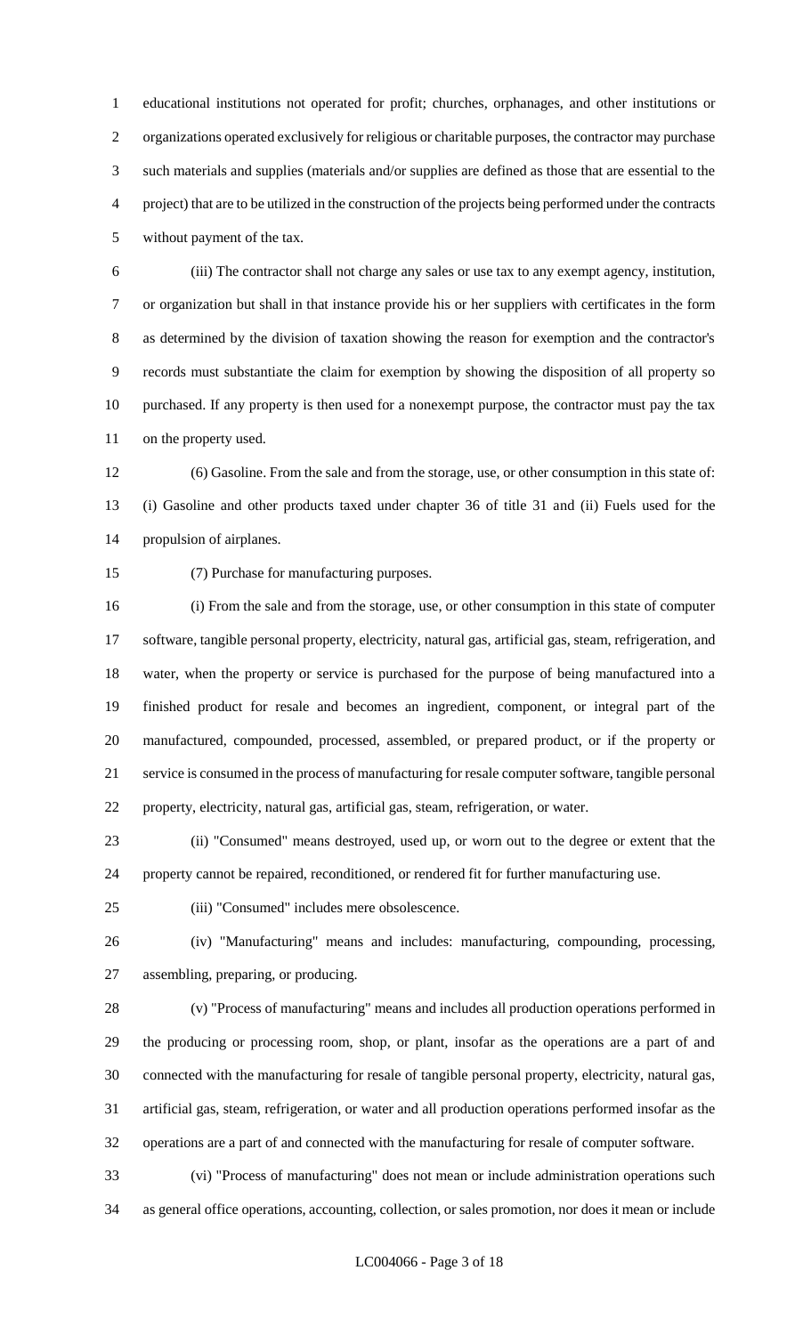educational institutions not operated for profit; churches, orphanages, and other institutions or organizations operated exclusively for religious or charitable purposes, the contractor may purchase such materials and supplies (materials and/or supplies are defined as those that are essential to the project) that are to be utilized in the construction of the projects being performed under the contracts without payment of the tax.

(iii) The contractor shall not charge any sales or use tax to any exempt agency, institution, or organization but shall in that instance provide his or her suppliers with certificates in the form as determined by the division of taxation showing the reason for exemption and the contractor's records must substantiate the claim for exemption by showing the disposition of all property so purchased. If any property is then used for a nonexempt purpose, the contractor must pay the tax on the property used.

(6) Gasoline. From the sale and from the storage, use, or other consumption in this state of: (i) Gasoline and other products taxed under chapter 36 of title 31 and (ii) Fuels used for the propulsion of airplanes.

(7) Purchase for manufacturing purposes.

(i) From the sale and from the storage, use, or other consumption in this state of computer software, tangible personal property, electricity, natural gas, artificial gas, steam, refrigeration, and water, when the property or service is purchased for the purpose of being manufactured into a finished product for resale and becomes an ingredient, component, or integral part of the manufactured, compounded, processed, assembled, or prepared product, or if the property or service is consumed in the process of manufacturing for resale computer software, tangible personal property, electricity, natural gas, artificial gas, steam, refrigeration, or water.

(ii) "Consumed" means destroyed, used up, or worn out to the degree or extent that the property cannot be repaired, reconditioned, or rendered fit for further manufacturing use.

(iii) "Consumed" includes mere obsolescence.

(iv) "Manufacturing" means and includes: manufacturing, compounding, processing, assembling, preparing, or producing.

(v) "Process of manufacturing" means and includes all production operations performed in the producing or processing room, shop, or plant, insofar as the operations are a part of and connected with the manufacturing for resale of tangible personal property, electricity, natural gas, artificial gas, steam, refrigeration, or water and all production operations performed insofar as the operations are a part of and connected with the manufacturing for resale of computer software.

(vi) "Process of manufacturing" does not mean or include administration operations such as general office operations, accounting, collection, or sales promotion, nor does it mean or include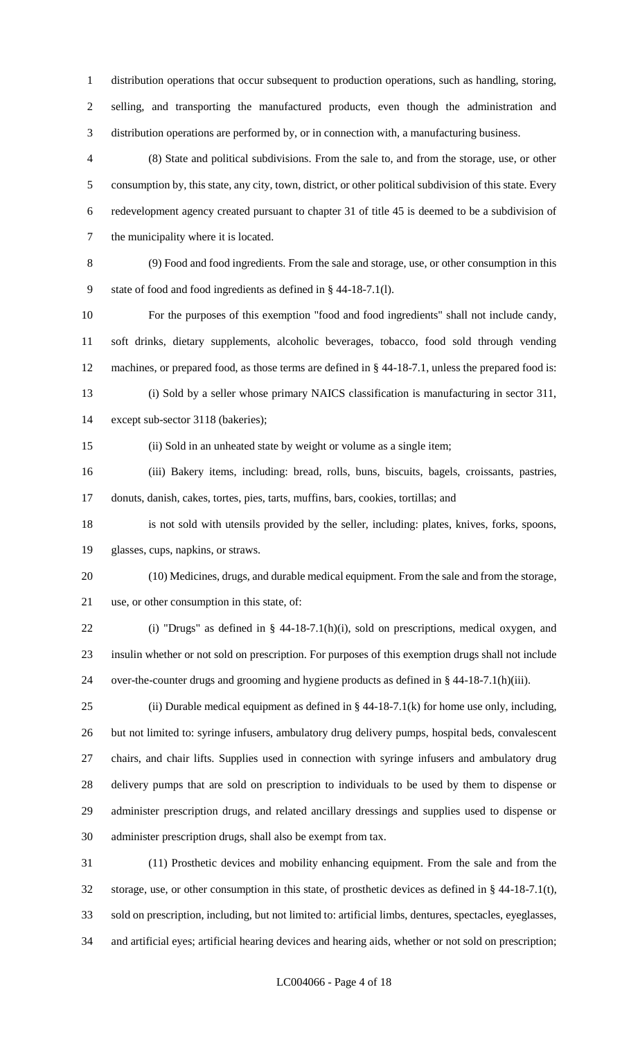distribution operations that occur subsequent to production operations, such as handling, storing, selling, and transporting the manufactured products, even though the administration and distribution operations are performed by, or in connection with, a manufacturing business.

(8) State and political subdivisions. From the sale to, and from the storage, use, or other consumption by, this state, any city, town, district, or other political subdivision of this state. Every redevelopment agency created pursuant to chapter 31 of title 45 is deemed to be a subdivision of the municipality where it is located.

(9) Food and food ingredients. From the sale and storage, use, or other consumption in this state of food and food ingredients as defined in § 44-18-7.1(l).

For the purposes of this exemption "food and food ingredients" shall not include candy, soft drinks, dietary supplements, alcoholic beverages, tobacco, food sold through vending machines, or prepared food, as those terms are defined in § 44-18-7.1, unless the prepared food is:

(i) Sold by a seller whose primary NAICS classification is manufacturing in sector 311, except sub-sector 3118 (bakeries);

(ii) Sold in an unheated state by weight or volume as a single item;

(iii) Bakery items, including: bread, rolls, buns, biscuits, bagels, croissants, pastries, donuts, danish, cakes, tortes, pies, tarts, muffins, bars, cookies, tortillas; and

is not sold with utensils provided by the seller, including: plates, knives, forks, spoons, glasses, cups, napkins, or straws.

(10) Medicines, drugs, and durable medical equipment. From the sale and from the storage, use, or other consumption in this state, of:

(i) "Drugs" as defined in § 44-18-7.1(h)(i), sold on prescriptions, medical oxygen, and insulin whether or not sold on prescription. For purposes of this exemption drugs shall not include over-the-counter drugs and grooming and hygiene products as defined in § 44-18-7.1(h)(iii).

(ii) Durable medical equipment as defined in § 44-18-7.1(k) for home use only, including, but not limited to: syringe infusers, ambulatory drug delivery pumps, hospital beds, convalescent chairs, and chair lifts. Supplies used in connection with syringe infusers and ambulatory drug delivery pumps that are sold on prescription to individuals to be used by them to dispense or administer prescription drugs, and related ancillary dressings and supplies used to dispense or administer prescription drugs, shall also be exempt from tax.

(11) Prosthetic devices and mobility enhancing equipment. From the sale and from the storage, use, or other consumption in this state, of prosthetic devices as defined in § 44-18-7.1(t), sold on prescription, including, but not limited to: artificial limbs, dentures, spectacles, eyeglasses, and artificial eyes; artificial hearing devices and hearing aids, whether or not sold on prescription;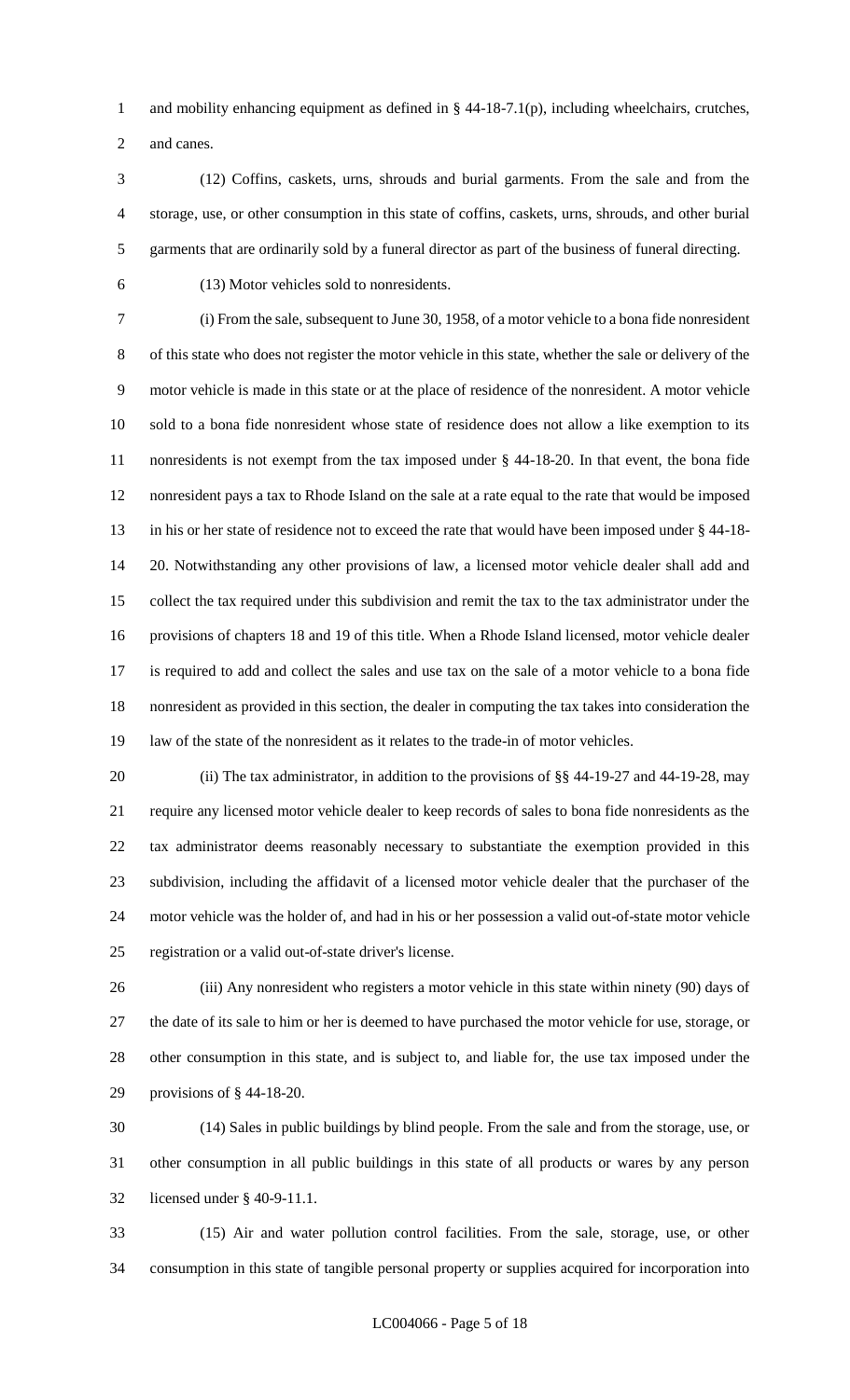and mobility enhancing equipment as defined in § 44-18-7.1(p), including wheelchairs, crutches, and canes.

(12) Coffins, caskets, urns, shrouds and burial garments. From the sale and from the storage, use, or other consumption in this state of coffins, caskets, urns, shrouds, and other burial garments that are ordinarily sold by a funeral director as part of the business of funeral directing.

(13) Motor vehicles sold to nonresidents.

(i) From the sale, subsequent to June 30, 1958, of a motor vehicle to a bona fide nonresident of this state who does not register the motor vehicle in this state, whether the sale or delivery of the motor vehicle is made in this state or at the place of residence of the nonresident. A motor vehicle sold to a bona fide nonresident whose state of residence does not allow a like exemption to its nonresidents is not exempt from the tax imposed under § 44-18-20. In that event, the bona fide nonresident pays a tax to Rhode Island on the sale at a rate equal to the rate that would be imposed in his or her state of residence not to exceed the rate that would have been imposed under § 44-18-20. Notwithstanding any other provisions of law, a licensed motor vehicle dealer shall add and collect the tax required under this subdivision and remit the tax to the tax administrator under the provisions of chapters 18 and 19 of this title. When a Rhode Island licensed, motor vehicle dealer is required to add and collect the sales and use tax on the sale of a motor vehicle to a bona fide nonresident as provided in this section, the dealer in computing the tax takes into consideration the law of the state of the nonresident as it relates to the trade-in of motor vehicles.

(ii) The tax administrator, in addition to the provisions of §§ 44-19-27 and 44-19-28, may require any licensed motor vehicle dealer to keep records of sales to bona fide nonresidents as the tax administrator deems reasonably necessary to substantiate the exemption provided in this subdivision, including the affidavit of a licensed motor vehicle dealer that the purchaser of the motor vehicle was the holder of, and had in his or her possession a valid out-of-state motor vehicle registration or a valid out-of-state driver's license.

(iii) Any nonresident who registers a motor vehicle in this state within ninety (90) days of the date of its sale to him or her is deemed to have purchased the motor vehicle for use, storage, or other consumption in this state, and is subject to, and liable for, the use tax imposed under the provisions of § 44-18-20.

(14) Sales in public buildings by blind people. From the sale and from the storage, use, or other consumption in all public buildings in this state of all products or wares by any person licensed under § 40-9-11.1.

(15) Air and water pollution control facilities. From the sale, storage, use, or other consumption in this state of tangible personal property or supplies acquired for incorporation into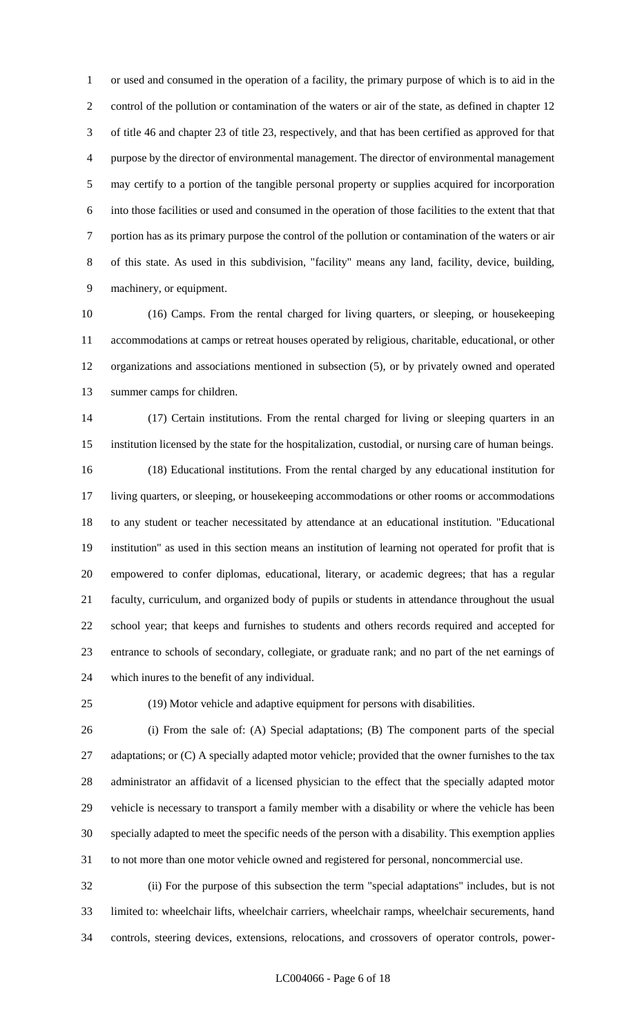or used and consumed in the operation of a facility, the primary purpose of which is to aid in the control of the pollution or contamination of the waters or air of the state, as defined in chapter 12 of title 46 and chapter 23 of title 23, respectively, and that has been certified as approved for that purpose by the director of environmental management. The director of environmental management may certify to a portion of the tangible personal property or supplies acquired for incorporation into those facilities or used and consumed in the operation of those facilities to the extent that that portion has as its primary purpose the control of the pollution or contamination of the waters or air of this state. As used in this subdivision, "facility" means any land, facility, device, building, machinery, or equipment.

(16) Camps. From the rental charged for living quarters, or sleeping, or housekeeping accommodations at camps or retreat houses operated by religious, charitable, educational, or other organizations and associations mentioned in subsection (5), or by privately owned and operated summer camps for children.

(17) Certain institutions. From the rental charged for living or sleeping quarters in an institution licensed by the state for the hospitalization, custodial, or nursing care of human beings.

(18) Educational institutions. From the rental charged by any educational institution for living quarters, or sleeping, or housekeeping accommodations or other rooms or accommodations to any student or teacher necessitated by attendance at an educational institution. "Educational institution" as used in this section means an institution of learning not operated for profit that is empowered to confer diplomas, educational, literary, or academic degrees; that has a regular faculty, curriculum, and organized body of pupils or students in attendance throughout the usual school year; that keeps and furnishes to students and others records required and accepted for entrance to schools of secondary, collegiate, or graduate rank; and no part of the net earnings of which inures to the benefit of any individual.

(19) Motor vehicle and adaptive equipment for persons with disabilities.

(i) From the sale of: (A) Special adaptations; (B) The component parts of the special adaptations; or (C) A specially adapted motor vehicle; provided that the owner furnishes to the tax administrator an affidavit of a licensed physician to the effect that the specially adapted motor vehicle is necessary to transport a family member with a disability or where the vehicle has been specially adapted to meet the specific needs of the person with a disability. This exemption applies to not more than one motor vehicle owned and registered for personal, noncommercial use.

(ii) For the purpose of this subsection the term "special adaptations" includes, but is not limited to: wheelchair lifts, wheelchair carriers, wheelchair ramps, wheelchair securements, hand controls, steering devices, extensions, relocations, and crossovers of operator controls, power-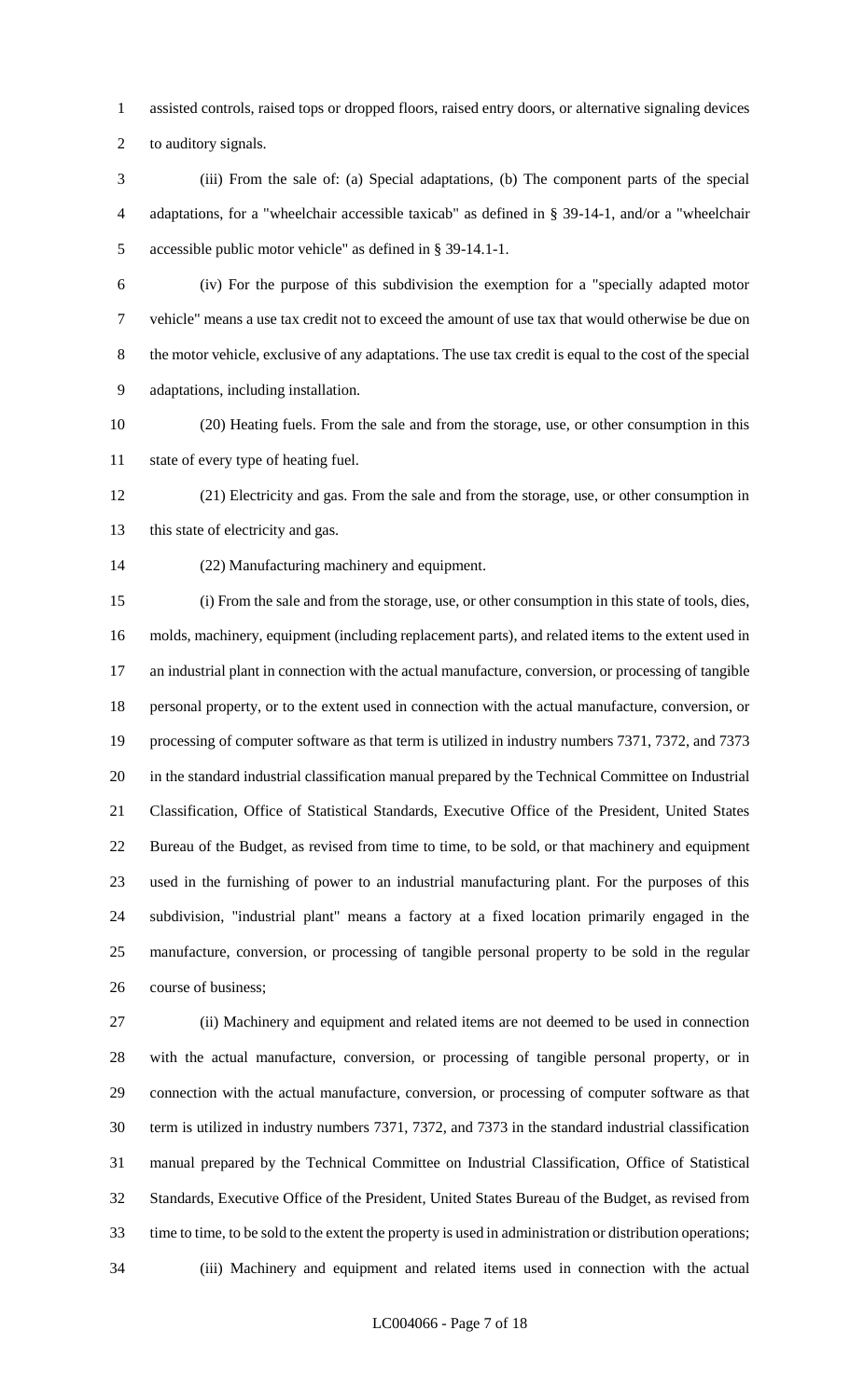assisted controls, raised tops or dropped floors, raised entry doors, or alternative signaling devices to auditory signals.

(iii) From the sale of: (a) Special adaptations, (b) The component parts of the special adaptations, for a "wheelchair accessible taxicab" as defined in § 39-14-1, and/or a "wheelchair accessible public motor vehicle" as defined in § 39-14.1-1.

(iv) For the purpose of this subdivision the exemption for a "specially adapted motor vehicle" means a use tax credit not to exceed the amount of use tax that would otherwise be due on the motor vehicle, exclusive of any adaptations. The use tax credit is equal to the cost of the special adaptations, including installation.

(20) Heating fuels. From the sale and from the storage, use, or other consumption in this state of every type of heating fuel.

(21) Electricity and gas. From the sale and from the storage, use, or other consumption in this state of electricity and gas.

(22) Manufacturing machinery and equipment.

(i) From the sale and from the storage, use, or other consumption in this state of tools, dies, molds, machinery, equipment (including replacement parts), and related items to the extent used in an industrial plant in connection with the actual manufacture, conversion, or processing of tangible personal property, or to the extent used in connection with the actual manufacture, conversion, or processing of computer software as that term is utilized in industry numbers 7371, 7372, and 7373 in the standard industrial classification manual prepared by the Technical Committee on Industrial Classification, Office of Statistical Standards, Executive Office of the President, United States Bureau of the Budget, as revised from time to time, to be sold, or that machinery and equipment used in the furnishing of power to an industrial manufacturing plant. For the purposes of this subdivision, "industrial plant" means a factory at a fixed location primarily engaged in the manufacture, conversion, or processing of tangible personal property to be sold in the regular course of business;

(ii) Machinery and equipment and related items are not deemed to be used in connection with the actual manufacture, conversion, or processing of tangible personal property, or in connection with the actual manufacture, conversion, or processing of computer software as that term is utilized in industry numbers 7371, 7372, and 7373 in the standard industrial classification manual prepared by the Technical Committee on Industrial Classification, Office of Statistical Standards, Executive Office of the President, United States Bureau of the Budget, as revised from time to time, to be sold to the extent the property is used in administration or distribution operations;

(iii) Machinery and equipment and related items used in connection with the actual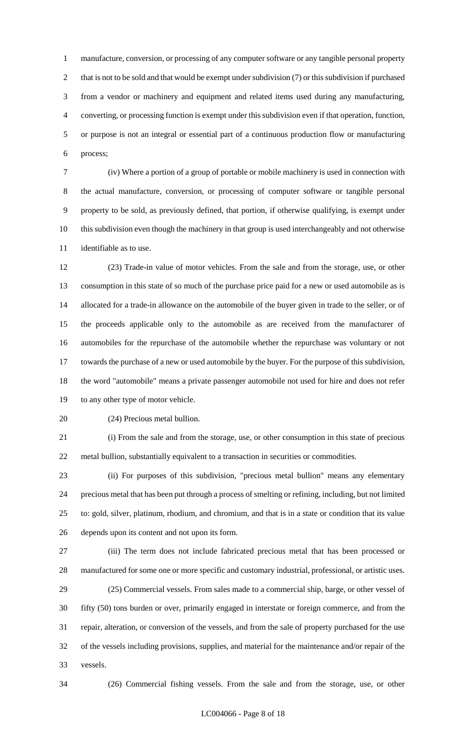manufacture, conversion, or processing of any computer software or any tangible personal property that is not to be sold and that would be exempt under subdivision (7) or this subdivision if purchased from a vendor or machinery and equipment and related items used during any manufacturing, converting, or processing function is exempt under this subdivision even if that operation, function, or purpose is not an integral or essential part of a continuous production flow or manufacturing process;

(iv) Where a portion of a group of portable or mobile machinery is used in connection with the actual manufacture, conversion, or processing of computer software or tangible personal property to be sold, as previously defined, that portion, if otherwise qualifying, is exempt under this subdivision even though the machinery in that group is used interchangeably and not otherwise identifiable as to use.

(23) Trade-in value of motor vehicles. From the sale and from the storage, use, or other consumption in this state of so much of the purchase price paid for a new or used automobile as is allocated for a trade-in allowance on the automobile of the buyer given in trade to the seller, or of the proceeds applicable only to the automobile as are received from the manufacturer of automobiles for the repurchase of the automobile whether the repurchase was voluntary or not towards the purchase of a new or used automobile by the buyer. For the purpose of this subdivision, the word "automobile" means a private passenger automobile not used for hire and does not refer to any other type of motor vehicle.

(24) Precious metal bullion.

(i) From the sale and from the storage, use, or other consumption in this state of precious metal bullion, substantially equivalent to a transaction in securities or commodities.

(ii) For purposes of this subdivision, "precious metal bullion" means any elementary precious metal that has been put through a process of smelting or refining, including, but not limited to: gold, silver, platinum, rhodium, and chromium, and that is in a state or condition that its value depends upon its content and not upon its form.

(iii) The term does not include fabricated precious metal that has been processed or manufactured for some one or more specific and customary industrial, professional, or artistic uses.

(25) Commercial vessels. From sales made to a commercial ship, barge, or other vessel of fifty (50) tons burden or over, primarily engaged in interstate or foreign commerce, and from the repair, alteration, or conversion of the vessels, and from the sale of property purchased for the use of the vessels including provisions, supplies, and material for the maintenance and/or repair of the vessels.

(26) Commercial fishing vessels. From the sale and from the storage, use, or other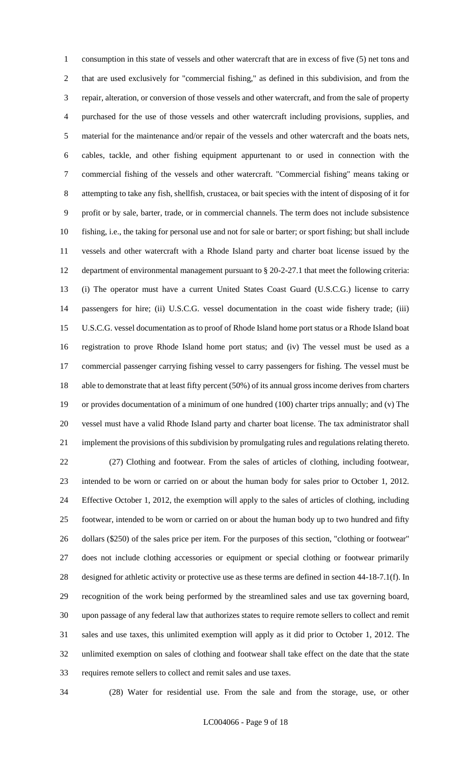consumption in this state of vessels and other watercraft that are in excess of five (5) net tons and that are used exclusively for "commercial fishing," as defined in this subdivision, and from the repair, alteration, or conversion of those vessels and other watercraft, and from the sale of property purchased for the use of those vessels and other watercraft including provisions, supplies, and material for the maintenance and/or repair of the vessels and other watercraft and the boats nets, cables, tackle, and other fishing equipment appurtenant to or used in connection with the commercial fishing of the vessels and other watercraft. "Commercial fishing" means taking or attempting to take any fish, shellfish, crustacea, or bait species with the intent of disposing of it for profit or by sale, barter, trade, or in commercial channels. The term does not include subsistence fishing, i.e., the taking for personal use and not for sale or barter; or sport fishing; but shall include vessels and other watercraft with a Rhode Island party and charter boat license issued by the department of environmental management pursuant to § 20-2-27.1 that meet the following criteria: (i) The operator must have a current United States Coast Guard (U.S.C.G.) license to carry passengers for hire; (ii) U.S.C.G. vessel documentation in the coast wide fishery trade; (iii) U.S.C.G. vessel documentation as to proof of Rhode Island home port status or a Rhode Island boat registration to prove Rhode Island home port status; and (iv) The vessel must be used as a commercial passenger carrying fishing vessel to carry passengers for fishing. The vessel must be able to demonstrate that at least fifty percent (50%) of its annual gross income derives from charters or provides documentation of a minimum of one hundred (100) charter trips annually; and (v) The vessel must have a valid Rhode Island party and charter boat license. The tax administrator shall implement the provisions of this subdivision by promulgating rules and regulations relating thereto.

(27) Clothing and footwear. From the sales of articles of clothing, including footwear, intended to be worn or carried on or about the human body for sales prior to October 1, 2012. Effective October 1, 2012, the exemption will apply to the sales of articles of clothing, including footwear, intended to be worn or carried on or about the human body up to two hundred and fifty dollars ($250) of the sales price per item. For the purposes of this section, "clothing or footwear" does not include clothing accessories or equipment or special clothing or footwear primarily designed for athletic activity or protective use as these terms are defined in section 44-18-7.1(f). In recognition of the work being performed by the streamlined sales and use tax governing board, upon passage of any federal law that authorizes states to require remote sellers to collect and remit sales and use taxes, this unlimited exemption will apply as it did prior to October 1, 2012. The unlimited exemption on sales of clothing and footwear shall take effect on the date that the state requires remote sellers to collect and remit sales and use taxes.

(28) Water for residential use. From the sale and from the storage, use, or other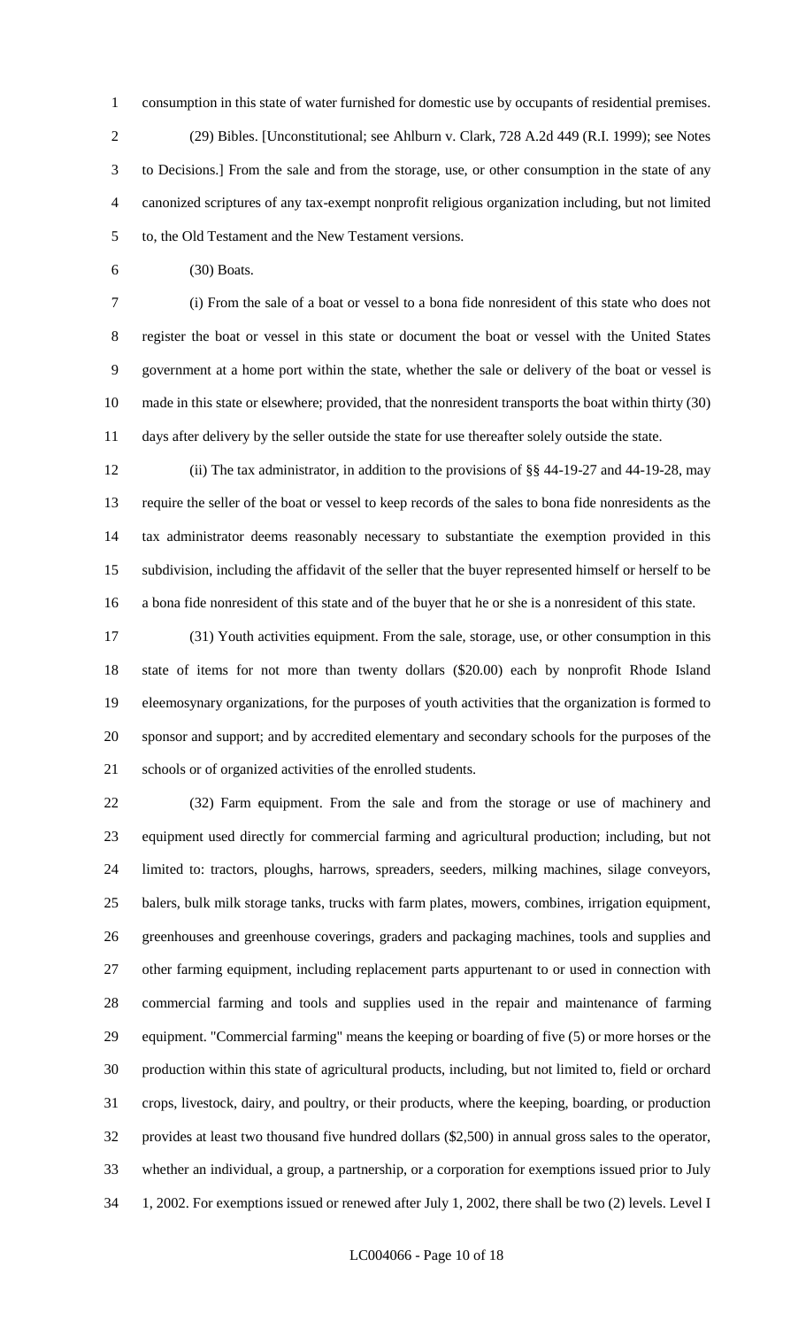consumption in this state of water furnished for domestic use by occupants of residential premises.

(29) Bibles. [Unconstitutional; see Ahlburn v. Clark, 728 A.2d 449 (R.I. 1999); see Notes to Decisions.] From the sale and from the storage, use, or other consumption in the state of any canonized scriptures of any tax-exempt nonprofit religious organization including, but not limited to, the Old Testament and the New Testament versions.

(30) Boats.

(i) From the sale of a boat or vessel to a bona fide nonresident of this state who does not register the boat or vessel in this state or document the boat or vessel with the United States government at a home port within the state, whether the sale or delivery of the boat or vessel is made in this state or elsewhere; provided, that the nonresident transports the boat within thirty (30) days after delivery by the seller outside the state for use thereafter solely outside the state.

(ii) The tax administrator, in addition to the provisions of §§ 44-19-27 and 44-19-28, may require the seller of the boat or vessel to keep records of the sales to bona fide nonresidents as the tax administrator deems reasonably necessary to substantiate the exemption provided in this subdivision, including the affidavit of the seller that the buyer represented himself or herself to be a bona fide nonresident of this state and of the buyer that he or she is a nonresident of this state.

(31) Youth activities equipment. From the sale, storage, use, or other consumption in this state of items for not more than twenty dollars ($20.00) each by nonprofit Rhode Island eleemosynary organizations, for the purposes of youth activities that the organization is formed to sponsor and support; and by accredited elementary and secondary schools for the purposes of the schools or of organized activities of the enrolled students.

(32) Farm equipment. From the sale and from the storage or use of machinery and equipment used directly for commercial farming and agricultural production; including, but not limited to: tractors, ploughs, harrows, spreaders, seeders, milking machines, silage conveyors, balers, bulk milk storage tanks, trucks with farm plates, mowers, combines, irrigation equipment, greenhouses and greenhouse coverings, graders and packaging machines, tools and supplies and other farming equipment, including replacement parts appurtenant to or used in connection with commercial farming and tools and supplies used in the repair and maintenance of farming equipment. "Commercial farming" means the keeping or boarding of five (5) or more horses or the production within this state of agricultural products, including, but not limited to, field or orchard crops, livestock, dairy, and poultry, or their products, where the keeping, boarding, or production provides at least two thousand five hundred dollars ($2,500) in annual gross sales to the operator, whether an individual, a group, a partnership, or a corporation for exemptions issued prior to July 1, 2002. For exemptions issued or renewed after July 1, 2002, there shall be two (2) levels. Level I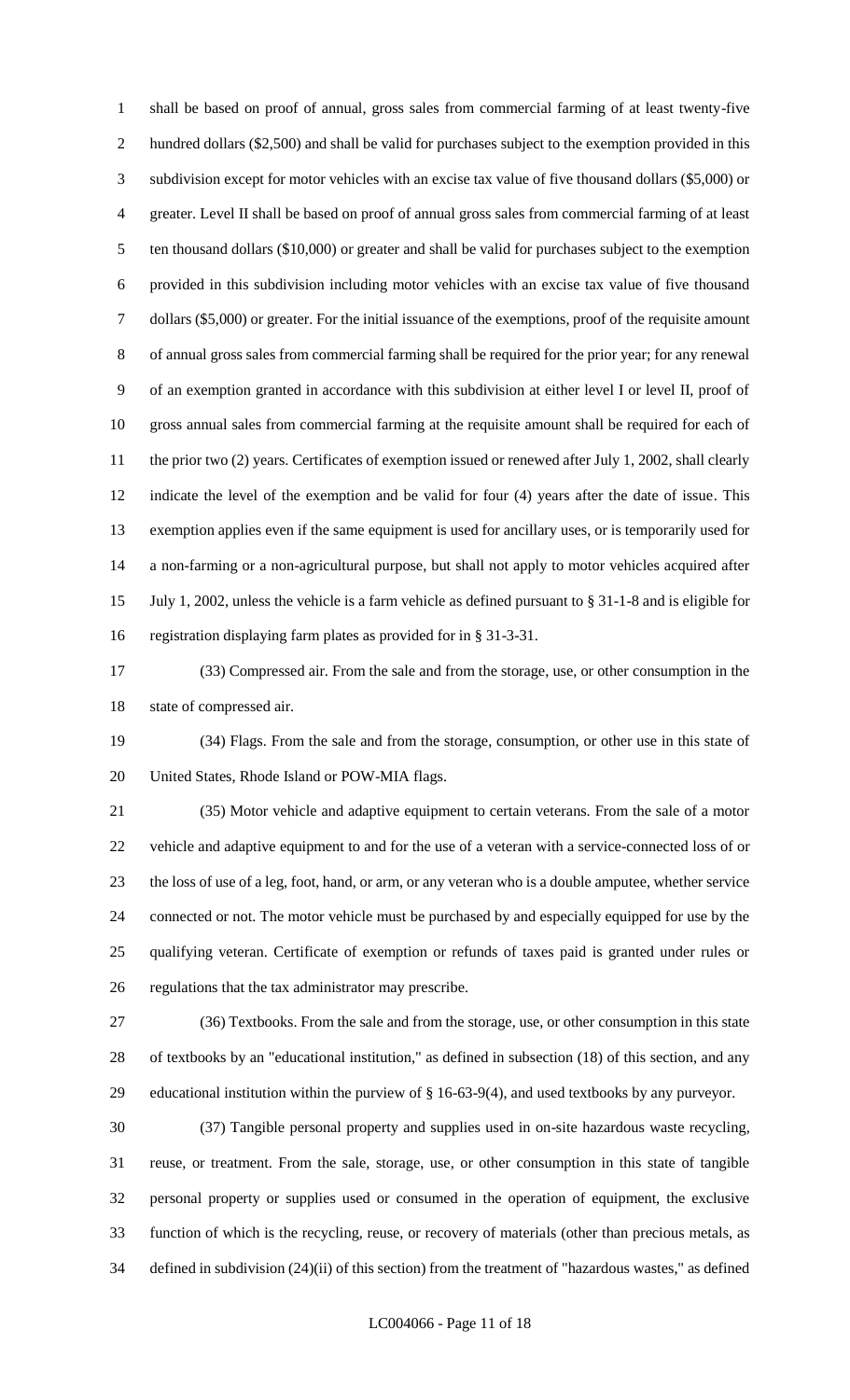shall be based on proof of annual, gross sales from commercial farming of at least twenty-five hundred dollars ($2,500) and shall be valid for purchases subject to the exemption provided in this subdivision except for motor vehicles with an excise tax value of five thousand dollars ($5,000) or greater. Level II shall be based on proof of annual gross sales from commercial farming of at least ten thousand dollars ($10,000) or greater and shall be valid for purchases subject to the exemption provided in this subdivision including motor vehicles with an excise tax value of five thousand dollars ($5,000) or greater. For the initial issuance of the exemptions, proof of the requisite amount of annual gross sales from commercial farming shall be required for the prior year; for any renewal of an exemption granted in accordance with this subdivision at either level I or level II, proof of gross annual sales from commercial farming at the requisite amount shall be required for each of the prior two (2) years. Certificates of exemption issued or renewed after July 1, 2002, shall clearly indicate the level of the exemption and be valid for four (4) years after the date of issue. This exemption applies even if the same equipment is used for ancillary uses, or is temporarily used for a non-farming or a non-agricultural purpose, but shall not apply to motor vehicles acquired after July 1, 2002, unless the vehicle is a farm vehicle as defined pursuant to § 31-1-8 and is eligible for registration displaying farm plates as provided for in § 31-3-31.

(33) Compressed air. From the sale and from the storage, use, or other consumption in the state of compressed air.

(34) Flags. From the sale and from the storage, consumption, or other use in this state of United States, Rhode Island or POW-MIA flags.

(35) Motor vehicle and adaptive equipment to certain veterans. From the sale of a motor vehicle and adaptive equipment to and for the use of a veteran with a service-connected loss of or the loss of use of a leg, foot, hand, or arm, or any veteran who is a double amputee, whether service connected or not. The motor vehicle must be purchased by and especially equipped for use by the qualifying veteran. Certificate of exemption or refunds of taxes paid is granted under rules or regulations that the tax administrator may prescribe.

(36) Textbooks. From the sale and from the storage, use, or other consumption in this state of textbooks by an "educational institution," as defined in subsection (18) of this section, and any educational institution within the purview of § 16-63-9(4), and used textbooks by any purveyor.

(37) Tangible personal property and supplies used in on-site hazardous waste recycling, reuse, or treatment. From the sale, storage, use, or other consumption in this state of tangible personal property or supplies used or consumed in the operation of equipment, the exclusive function of which is the recycling, reuse, or recovery of materials (other than precious metals, as defined in subdivision (24)(ii) of this section) from the treatment of "hazardous wastes," as defined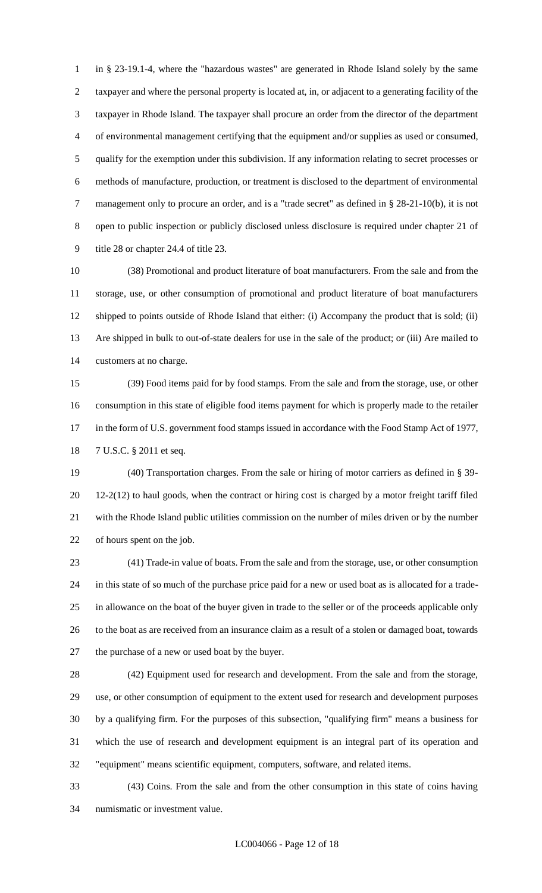in § 23-19.1-4, where the "hazardous wastes" are generated in Rhode Island solely by the same taxpayer and where the personal property is located at, in, or adjacent to a generating facility of the taxpayer in Rhode Island. The taxpayer shall procure an order from the director of the department of environmental management certifying that the equipment and/or supplies as used or consumed, qualify for the exemption under this subdivision. If any information relating to secret processes or methods of manufacture, production, or treatment is disclosed to the department of environmental management only to procure an order, and is a "trade secret" as defined in § 28-21-10(b), it is not open to public inspection or publicly disclosed unless disclosure is required under chapter 21 of title 28 or chapter 24.4 of title 23.

(38) Promotional and product literature of boat manufacturers. From the sale and from the storage, use, or other consumption of promotional and product literature of boat manufacturers shipped to points outside of Rhode Island that either: (i) Accompany the product that is sold; (ii) Are shipped in bulk to out-of-state dealers for use in the sale of the product; or (iii) Are mailed to customers at no charge.

(39) Food items paid for by food stamps. From the sale and from the storage, use, or other consumption in this state of eligible food items payment for which is properly made to the retailer in the form of U.S. government food stamps issued in accordance with the Food Stamp Act of 1977, 7 U.S.C. § 2011 et seq.

(40) Transportation charges. From the sale or hiring of motor carriers as defined in § 39-12-2(12) to haul goods, when the contract or hiring cost is charged by a motor freight tariff filed with the Rhode Island public utilities commission on the number of miles driven or by the number of hours spent on the job.

(41) Trade-in value of boats. From the sale and from the storage, use, or other consumption in this state of so much of the purchase price paid for a new or used boat as is allocated for a trade-in allowance on the boat of the buyer given in trade to the seller or of the proceeds applicable only to the boat as are received from an insurance claim as a result of a stolen or damaged boat, towards the purchase of a new or used boat by the buyer.

(42) Equipment used for research and development. From the sale and from the storage, use, or other consumption of equipment to the extent used for research and development purposes by a qualifying firm. For the purposes of this subsection, "qualifying firm" means a business for which the use of research and development equipment is an integral part of its operation and "equipment" means scientific equipment, computers, software, and related items.

(43) Coins. From the sale and from the other consumption in this state of coins having numismatic or investment value.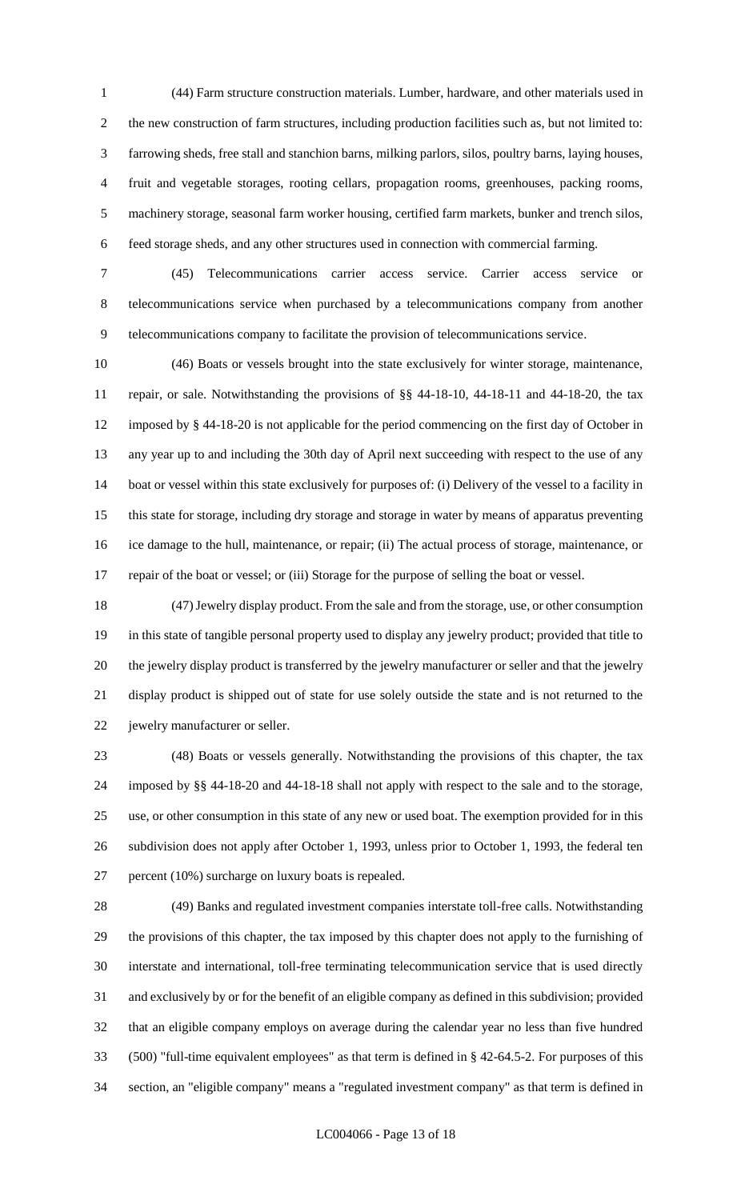(44) Farm structure construction materials. Lumber, hardware, and other materials used in the new construction of farm structures, including production facilities such as, but not limited to: farrowing sheds, free stall and stanchion barns, milking parlors, silos, poultry barns, laying houses, fruit and vegetable storages, rooting cellars, propagation rooms, greenhouses, packing rooms, machinery storage, seasonal farm worker housing, certified farm markets, bunker and trench silos, feed storage sheds, and any other structures used in connection with commercial farming.

(45) Telecommunications carrier access service. Carrier access service or telecommunications service when purchased by a telecommunications company from another telecommunications company to facilitate the provision of telecommunications service.

(46) Boats or vessels brought into the state exclusively for winter storage, maintenance, repair, or sale. Notwithstanding the provisions of §§ 44-18-10, 44-18-11 and 44-18-20, the tax imposed by § 44-18-20 is not applicable for the period commencing on the first day of October in any year up to and including the 30th day of April next succeeding with respect to the use of any boat or vessel within this state exclusively for purposes of: (i) Delivery of the vessel to a facility in this state for storage, including dry storage and storage in water by means of apparatus preventing ice damage to the hull, maintenance, or repair; (ii) The actual process of storage, maintenance, or repair of the boat or vessel; or (iii) Storage for the purpose of selling the boat or vessel.

(47) Jewelry display product. From the sale and from the storage, use, or other consumption in this state of tangible personal property used to display any jewelry product; provided that title to the jewelry display product is transferred by the jewelry manufacturer or seller and that the jewelry display product is shipped out of state for use solely outside the state and is not returned to the jewelry manufacturer or seller.

(48) Boats or vessels generally. Notwithstanding the provisions of this chapter, the tax imposed by §§ 44-18-20 and 44-18-18 shall not apply with respect to the sale and to the storage, use, or other consumption in this state of any new or used boat. The exemption provided for in this subdivision does not apply after October 1, 1993, unless prior to October 1, 1993, the federal ten percent (10%) surcharge on luxury boats is repealed.

(49) Banks and regulated investment companies interstate toll-free calls. Notwithstanding the provisions of this chapter, the tax imposed by this chapter does not apply to the furnishing of interstate and international, toll-free terminating telecommunication service that is used directly and exclusively by or for the benefit of an eligible company as defined in this subdivision; provided that an eligible company employs on average during the calendar year no less than five hundred (500) "full-time equivalent employees" as that term is defined in § 42-64.5-2. For purposes of this section, an "eligible company" means a "regulated investment company" as that term is defined in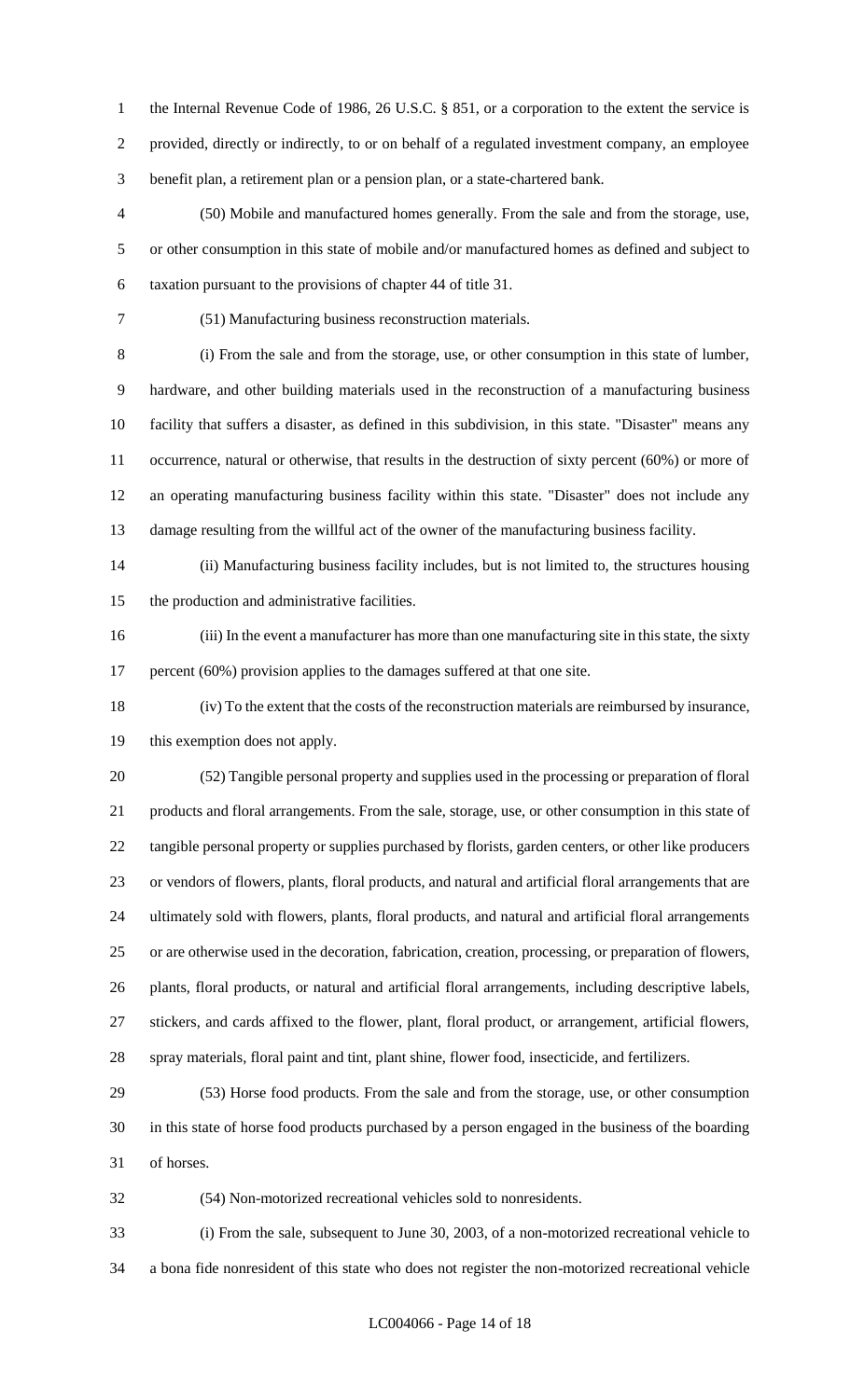the Internal Revenue Code of 1986, 26 U.S.C. § 851, or a corporation to the extent the service is provided, directly or indirectly, to or on behalf of a regulated investment company, an employee benefit plan, a retirement plan or a pension plan, or a state-chartered bank.

(50) Mobile and manufactured homes generally. From the sale and from the storage, use, or other consumption in this state of mobile and/or manufactured homes as defined and subject to taxation pursuant to the provisions of chapter 44 of title 31.

(51) Manufacturing business reconstruction materials.

(i) From the sale and from the storage, use, or other consumption in this state of lumber, hardware, and other building materials used in the reconstruction of a manufacturing business facility that suffers a disaster, as defined in this subdivision, in this state. "Disaster" means any occurrence, natural or otherwise, that results in the destruction of sixty percent (60%) or more of an operating manufacturing business facility within this state. "Disaster" does not include any damage resulting from the willful act of the owner of the manufacturing business facility.

(ii) Manufacturing business facility includes, but is not limited to, the structures housing the production and administrative facilities.

(iii) In the event a manufacturer has more than one manufacturing site in this state, the sixty percent (60%) provision applies to the damages suffered at that one site.

(iv) To the extent that the costs of the reconstruction materials are reimbursed by insurance, this exemption does not apply.

(52) Tangible personal property and supplies used in the processing or preparation of floral products and floral arrangements. From the sale, storage, use, or other consumption in this state of tangible personal property or supplies purchased by florists, garden centers, or other like producers or vendors of flowers, plants, floral products, and natural and artificial floral arrangements that are ultimately sold with flowers, plants, floral products, and natural and artificial floral arrangements or are otherwise used in the decoration, fabrication, creation, processing, or preparation of flowers, plants, floral products, or natural and artificial floral arrangements, including descriptive labels, stickers, and cards affixed to the flower, plant, floral product, or arrangement, artificial flowers, spray materials, floral paint and tint, plant shine, flower food, insecticide, and fertilizers.

(53) Horse food products. From the sale and from the storage, use, or other consumption in this state of horse food products purchased by a person engaged in the business of the boarding of horses.

(54) Non-motorized recreational vehicles sold to nonresidents.

(i) From the sale, subsequent to June 30, 2003, of a non-motorized recreational vehicle to a bona fide nonresident of this state who does not register the non-motorized recreational vehicle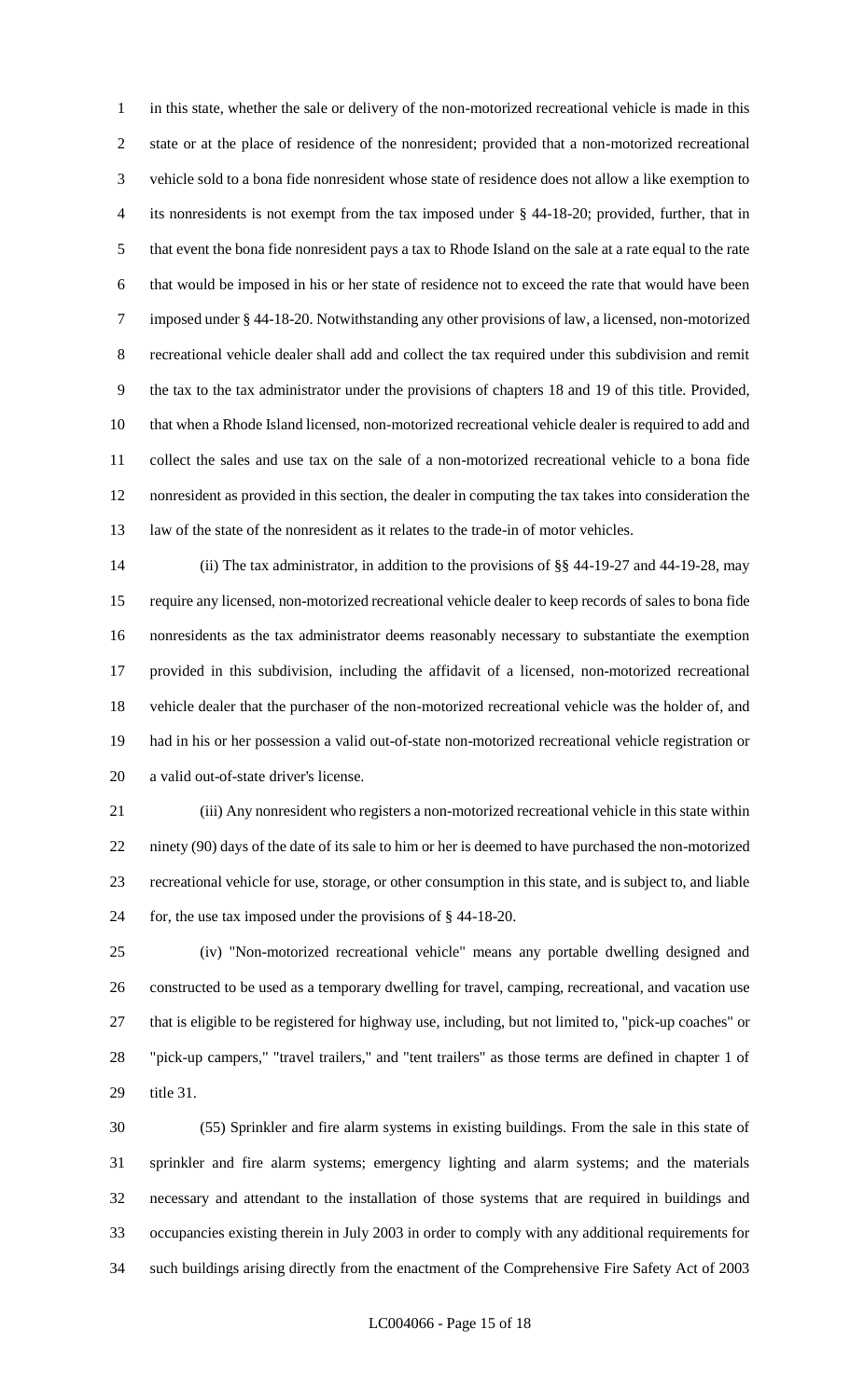in this state, whether the sale or delivery of the non-motorized recreational vehicle is made in this state or at the place of residence of the nonresident; provided that a non-motorized recreational vehicle sold to a bona fide nonresident whose state of residence does not allow a like exemption to its nonresidents is not exempt from the tax imposed under § 44-18-20; provided, further, that in that event the bona fide nonresident pays a tax to Rhode Island on the sale at a rate equal to the rate that would be imposed in his or her state of residence not to exceed the rate that would have been imposed under § 44-18-20. Notwithstanding any other provisions of law, a licensed, non-motorized recreational vehicle dealer shall add and collect the tax required under this subdivision and remit the tax to the tax administrator under the provisions of chapters 18 and 19 of this title. Provided, that when a Rhode Island licensed, non-motorized recreational vehicle dealer is required to add and collect the sales and use tax on the sale of a non-motorized recreational vehicle to a bona fide nonresident as provided in this section, the dealer in computing the tax takes into consideration the law of the state of the nonresident as it relates to the trade-in of motor vehicles.

(ii) The tax administrator, in addition to the provisions of §§ 44-19-27 and 44-19-28, may require any licensed, non-motorized recreational vehicle dealer to keep records of sales to bona fide nonresidents as the tax administrator deems reasonably necessary to substantiate the exemption provided in this subdivision, including the affidavit of a licensed, non-motorized recreational vehicle dealer that the purchaser of the non-motorized recreational vehicle was the holder of, and had in his or her possession a valid out-of-state non-motorized recreational vehicle registration or a valid out-of-state driver's license.

(iii) Any nonresident who registers a non-motorized recreational vehicle in this state within ninety (90) days of the date of its sale to him or her is deemed to have purchased the non-motorized recreational vehicle for use, storage, or other consumption in this state, and is subject to, and liable for, the use tax imposed under the provisions of § 44-18-20.

(iv) "Non-motorized recreational vehicle" means any portable dwelling designed and constructed to be used as a temporary dwelling for travel, camping, recreational, and vacation use that is eligible to be registered for highway use, including, but not limited to, "pick-up coaches" or "pick-up campers," "travel trailers," and "tent trailers" as those terms are defined in chapter 1 of title 31.

(55) Sprinkler and fire alarm systems in existing buildings. From the sale in this state of sprinkler and fire alarm systems; emergency lighting and alarm systems; and the materials necessary and attendant to the installation of those systems that are required in buildings and occupancies existing therein in July 2003 in order to comply with any additional requirements for such buildings arising directly from the enactment of the Comprehensive Fire Safety Act of 2003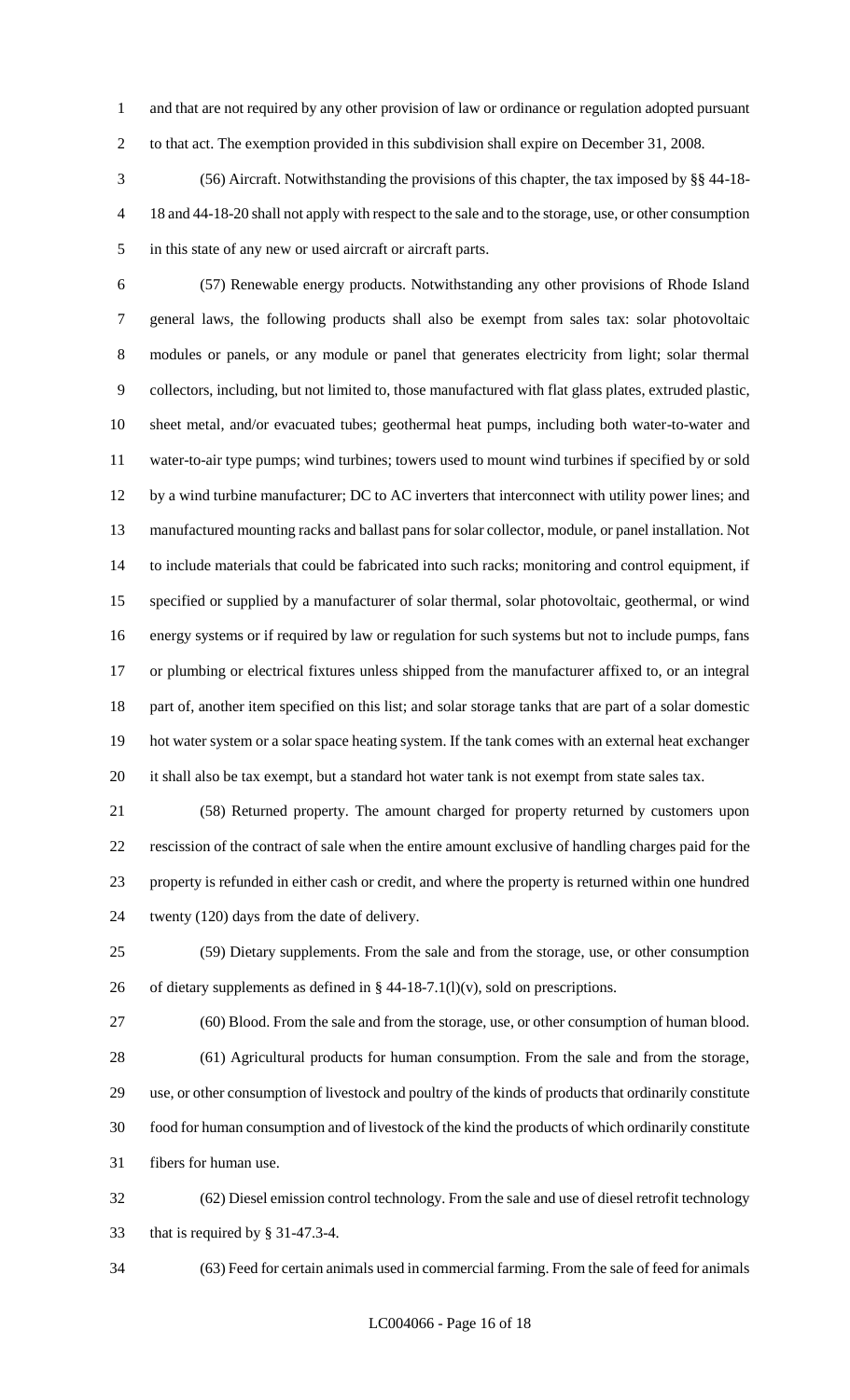and that are not required by any other provision of law or ordinance or regulation adopted pursuant to that act. The exemption provided in this subdivision shall expire on December 31, 2008.

(56) Aircraft. Notwithstanding the provisions of this chapter, the tax imposed by §§ 44-18-18 and 44-18-20 shall not apply with respect to the sale and to the storage, use, or other consumption in this state of any new or used aircraft or aircraft parts.

(57) Renewable energy products. Notwithstanding any other provisions of Rhode Island general laws, the following products shall also be exempt from sales tax: solar photovoltaic modules or panels, or any module or panel that generates electricity from light; solar thermal collectors, including, but not limited to, those manufactured with flat glass plates, extruded plastic, sheet metal, and/or evacuated tubes; geothermal heat pumps, including both water-to-water and water-to-air type pumps; wind turbines; towers used to mount wind turbines if specified by or sold by a wind turbine manufacturer; DC to AC inverters that interconnect with utility power lines; and manufactured mounting racks and ballast pans for solar collector, module, or panel installation. Not to include materials that could be fabricated into such racks; monitoring and control equipment, if specified or supplied by a manufacturer of solar thermal, solar photovoltaic, geothermal, or wind energy systems or if required by law or regulation for such systems but not to include pumps, fans or plumbing or electrical fixtures unless shipped from the manufacturer affixed to, or an integral part of, another item specified on this list; and solar storage tanks that are part of a solar domestic hot water system or a solar space heating system. If the tank comes with an external heat exchanger it shall also be tax exempt, but a standard hot water tank is not exempt from state sales tax.

(58) Returned property. The amount charged for property returned by customers upon rescission of the contract of sale when the entire amount exclusive of handling charges paid for the property is refunded in either cash or credit, and where the property is returned within one hundred twenty (120) days from the date of delivery.

(59) Dietary supplements. From the sale and from the storage, use, or other consumption of dietary supplements as defined in § 44-18-7.1(l)(v), sold on prescriptions.

(60) Blood. From the sale and from the storage, use, or other consumption of human blood.

(61) Agricultural products for human consumption. From the sale and from the storage, use, or other consumption of livestock and poultry of the kinds of products that ordinarily constitute food for human consumption and of livestock of the kind the products of which ordinarily constitute fibers for human use.

(62) Diesel emission control technology. From the sale and use of diesel retrofit technology that is required by § 31-47.3-4.

(63) Feed for certain animals used in commercial farming. From the sale of feed for animals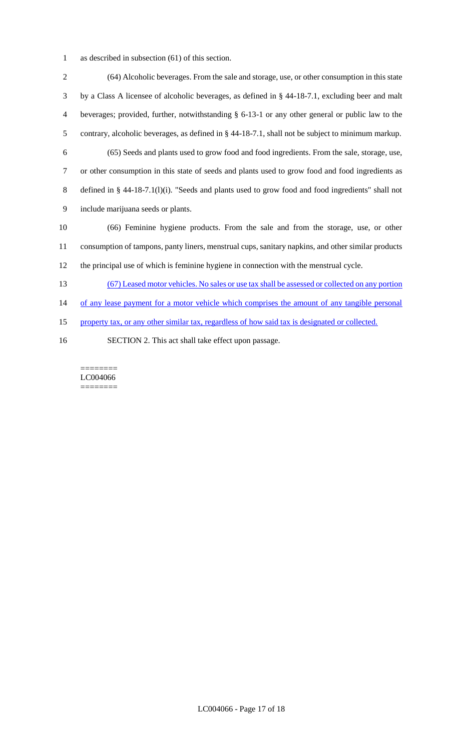as described in subsection (61) of this section.

(64) Alcoholic beverages. From the sale and storage, use, or other consumption in this state by a Class A licensee of alcoholic beverages, as defined in § 44-18-7.1, excluding beer and malt beverages; provided, further, notwithstanding § 6-13-1 or any other general or public law to the contrary, alcoholic beverages, as defined in § 44-18-7.1, shall not be subject to minimum markup.

(65) Seeds and plants used to grow food and food ingredients. From the sale, storage, use, or other consumption in this state of seeds and plants used to grow food and food ingredients as defined in § 44-18-7.1(l)(i). "Seeds and plants used to grow food and food ingredients" shall not include marijuana seeds or plants.

(66) Feminine hygiene products. From the sale and from the storage, use, or other consumption of tampons, panty liners, menstrual cups, sanitary napkins, and other similar products the principal use of which is feminine hygiene in connection with the menstrual cycle.

(67) Leased motor vehicles. No sales or use tax shall be assessed or collected on any portion of any lease payment for a motor vehicle which comprises the amount of any tangible personal property tax, or any other similar tax, regardless of how said tax is designated or collected.

SECTION 2. This act shall take effect upon passage.

========
LC004066
========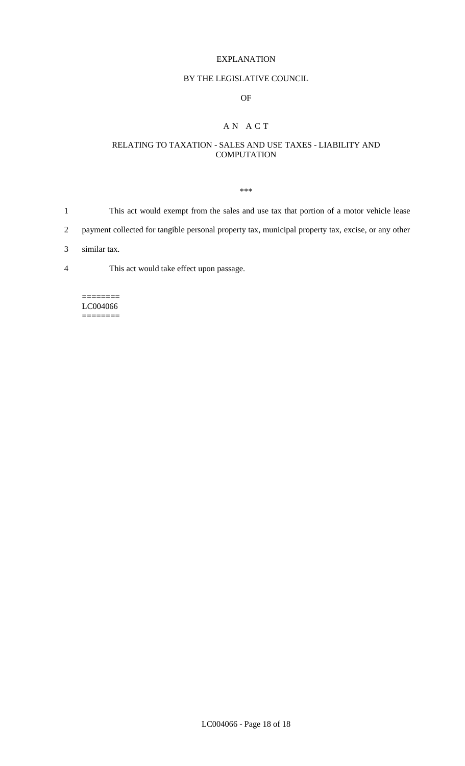EXPLANATION

BY THE LEGISLATIVE COUNCIL

OF

A N A C T

RELATING TO TAXATION - SALES AND USE TAXES - LIABILITY AND COMPUTATION

\*\*\*

1 This act would exempt from the sales and use tax that portion of a motor vehicle lease
2 payment collected for tangible personal property tax, municipal property tax, excise, or any other
3 similar tax.
4 This act would take effect upon passage.

========
LC004066
========